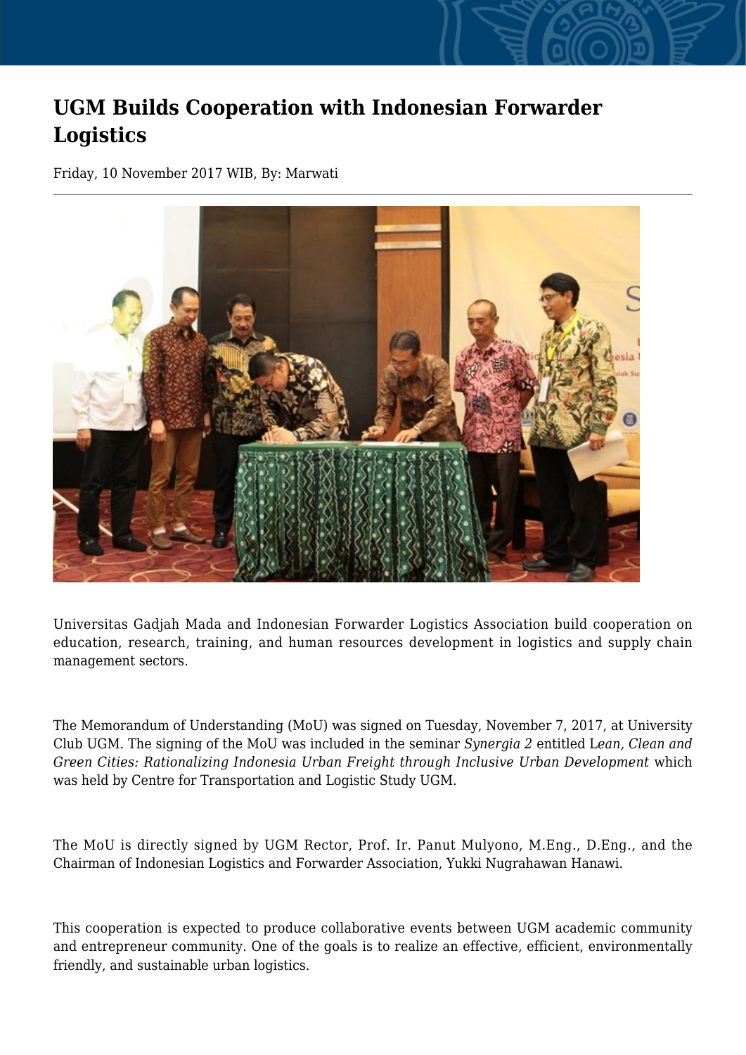# UGM Builds Cooperation with Indonesian Forwarder Logistics

Friday, 10 November 2017 WIB, By: Marwati

Universitas Gadjah Mada and Indonesian Forwarder Logistics Association build cooperation on education, research, training, and human resources development in logistics and supply chain management sectors.

The Memorandum of Understanding (MoU) was signed on Tuesday, November 7, 2017, at University Club UGM. The signing of the MoU was included in the seminar *Synergia 2* entitled L*ean, Clean and Green Cities: Rationalizing Indonesia Urban Freight through Inclusive Urban Development* which was held by Centre for Transportation and Logistic Study UGM.

The MoU is directly signed by UGM Rector, Prof. Ir. Panut Mulyono, M.Eng., D.Eng., and the Chairman of Indonesian Logistics and Forwarder Association, Yukki Nugrahawan Hanawi.

This cooperation is expected to produce collaborative events between UGM academic community and entrepreneur community. One of the goals is to realize an effective, efficient, environmentally friendly, and sustainable urban logistics.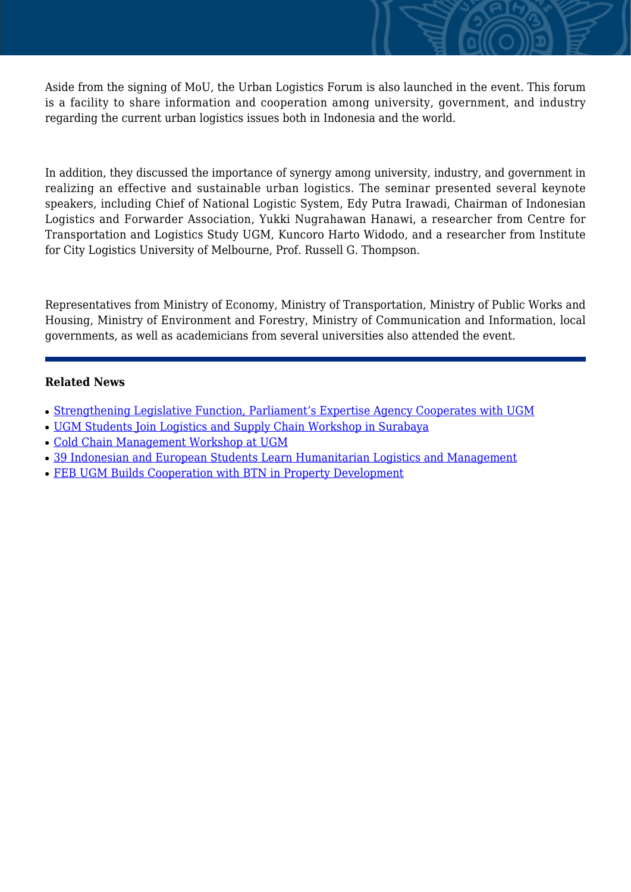Aside from the signing of MoU, the Urban Logistics Forum is also launched in the event. This forum is a facility to share information and cooperation among university, government, and industry regarding the current urban logistics issues both in Indonesia and the world.

In addition, they discussed the importance of synergy among university, industry, and government in realizing an effective and sustainable urban logistics. The seminar presented several keynote speakers, including Chief of National Logistic System, Edy Putra Irawadi, Chairman of Indonesian Logistics and Forwarder Association, Yukki Nugrahawan Hanawi, a researcher from Centre for Transportation and Logistics Study UGM, Kuncoro Harto Widodo, and a researcher from Institute for City Logistics University of Melbourne, Prof. Russell G. Thompson.

Representatives from Ministry of Economy, Ministry of Transportation, Ministry of Public Works and Housing, Ministry of Environment and Forestry, Ministry of Communication and Information, local governments, as well as academicians from several universities also attended the event.

---

**Related News**

- Strengthening Legislative Function, Parliament's Expertise Agency Cooperates with UGM
- UGM Students Join Logistics and Supply Chain Workshop in Surabaya
- Cold Chain Management Workshop at UGM
- 39 Indonesian and European Students Learn Humanitarian Logistics and Management
- FEB UGM Builds Cooperation with BTN in Property Development